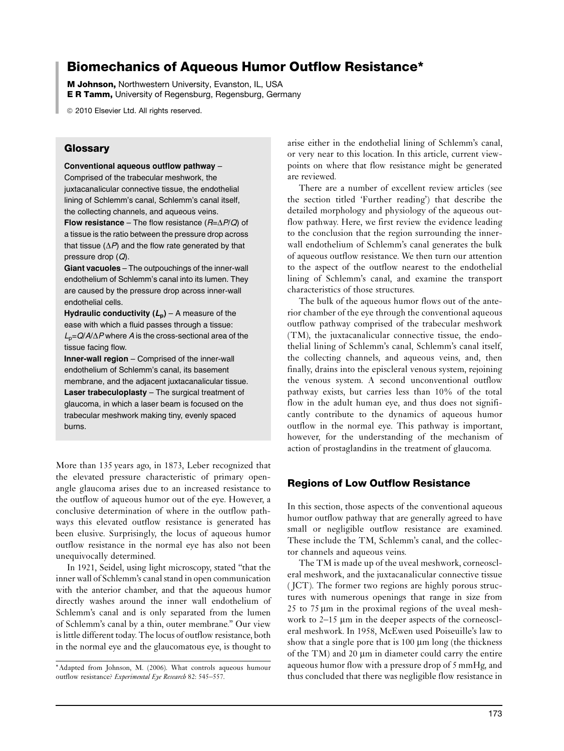# Biomechanics of Aqueous Humor Outflow Resistance*

**M Johnson,** Northwestern University, Evanston, IL, USA
**E R Tamm,** University of Regensburg, Regensburg, Germany

© 2010 Elsevier Ltd. All rights reserved.

## Glossary

**Conventional aqueous outflow pathway** – Comprised of the trabecular meshwork, the juxtacanalicular connective tissue, the endothelial lining of Schlemm's canal, Schlemm's canal itself, the collecting channels, and aqueous veins.

**Flow resistance** – The flow resistance ($R = \Delta P/Q$) of a tissue is the ratio between the pressure drop across that tissue ($\Delta P$) and the flow rate generated by that pressure drop ($Q$).

**Giant vacuoles** – The outpouchings of the inner-wall endothelium of Schlemm's canal into its lumen. They are caused by the pressure drop across inner-wall endothelial cells.

**Hydraulic conductivity ($L_p$)** – A measure of the ease with which a fluid passes through a tissue: $L_p = Q/A/\Delta P$ where $A$ is the cross-sectional area of the tissue facing flow.

**Inner-wall region** – Comprised of the inner-wall endothelium of Schlemm's canal, its basement membrane, and the adjacent juxtacanalicular tissue.

**Laser trabeculoplasty** – The surgical treatment of glaucoma, in which a laser beam is focused on the trabecular meshwork making tiny, evenly spaced burns.

More than 135 years ago, in 1873, Leber recognized that the elevated pressure characteristic of primary open-angle glaucoma arises due to an increased resistance to the outflow of aqueous humor out of the eye. However, a conclusive determination of where in the outflow pathways this elevated outflow resistance is generated has been elusive. Surprisingly, the locus of aqueous humor outflow resistance in the normal eye has also not been unequivocally determined.

In 1921, Seidel, using light microscopy, stated "that the inner wall of Schlemm's canal stand in open communication with the anterior chamber, and that the aqueous humor directly washes around the inner wall endothelium of Schlemm's canal and is only separated from the lumen of Schlemm's canal by a thin, outer membrane." Our view is little different today. The locus of outflow resistance, both in the normal eye and the glaucomatous eye, is thought to arise either in the endothelial lining of Schlemm's canal, or very near to this location. In this article, current viewpoints on where that flow resistance might be generated are reviewed.

There are a number of excellent review articles (see the section titled 'Further reading') that describe the detailed morphology and physiology of the aqueous outflow pathway. Here, we first review the evidence leading to the conclusion that the region surrounding the inner-wall endothelium of Schlemm's canal generates the bulk of aqueous outflow resistance. We then turn our attention to the aspect of the outflow nearest to the endothelial lining of Schlemm's canal, and examine the transport characteristics of those structures.

The bulk of the aqueous humor flows out of the anterior chamber of the eye through the conventional aqueous outflow pathway comprised of the trabecular meshwork (TM), the juxtacanalicular connective tissue, the endothelial lining of Schlemm's canal, Schlemm's canal itself, the collecting channels, and aqueous veins, and, then finally, drains into the episcleral venous system, rejoining the venous system. A second unconventional outflow pathway exists, but carries less than 10% of the total flow in the adult human eye, and thus does not significantly contribute to the dynamics of aqueous humor outflow in the normal eye. This pathway is important, however, for the understanding of the mechanism of action of prostaglandins in the treatment of glaucoma.

## Regions of Low Outflow Resistance

In this section, those aspects of the conventional aqueous humor outflow pathway that are generally agreed to have small or negligible outflow resistance are examined. These include the TM, Schlemm's canal, and the collector channels and aqueous veins.

The TM is made up of the uveal meshwork, corneoscleral meshwork, and the juxtacanalicular connective tissue (JCT). The former two regions are highly porous structures with numerous openings that range in size from 25 to 75 μm in the proximal regions of the uveal meshwork to 2–15 μm in the deeper aspects of the corneoscleral meshwork. In 1958, McEwen used Poiseuille's law to show that a single pore that is 100 μm long (the thickness of the TM) and 20 μm in diameter could carry the entire aqueous humor flow with a pressure drop of 5 mmHg, and thus concluded that there was negligible flow resistance in

*Adapted from Johnson, M. (2006). What controls aqueous humour outflow resistance? *Experimental Eye Research* 82: 545–557.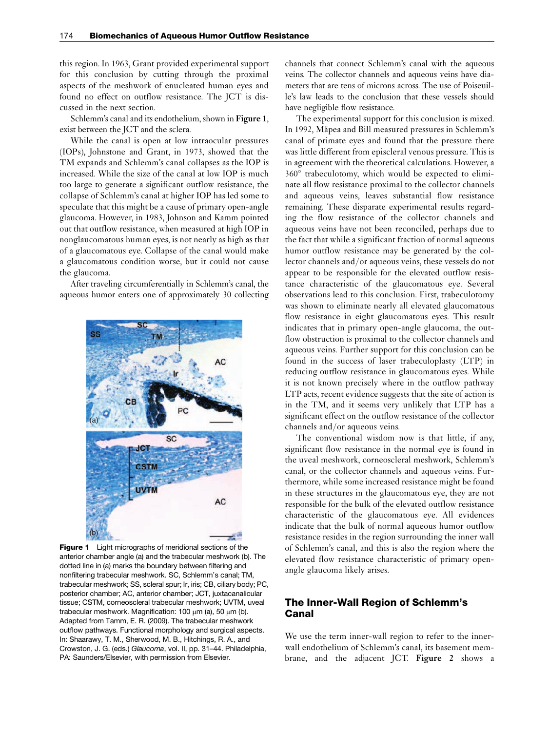this region. In 1963, Grant provided experimental support for this conclusion by cutting through the proximal aspects of the meshwork of enucleated human eyes and found no effect on outflow resistance. The JCT is discussed in the next section.

Schlemm's canal and its endothelium, shown in **Figure 1**, exist between the JCT and the sclera.

While the canal is open at low intraocular pressures (IOPs), Johnstone and Grant, in 1973, showed that the TM expands and Schlemm's canal collapses as the IOP is increased. While the size of the canal at low IOP is much too large to generate a significant outflow resistance, the collapse of Schlemm's canal at higher IOP has led some to speculate that this might be a cause of primary open-angle glaucoma. However, in 1983, Johnson and Kamm pointed out that outflow resistance, when measured at high IOP in nonglaucomatous human eyes, is not nearly as high as that of a glaucomatous eye. Collapse of the canal would make a glaucomatous condition worse, but it could not cause the glaucoma.

After traveling circumferentially in Schlemm's canal, the aqueous humor enters one of approximately 30 collecting channels that connect Schlemm's canal with the aqueous veins. The collector channels and aqueous veins have diameters that are tens of microns across. The use of Poiseuille's law leads to the conclusion that these vessels should have negligible flow resistance.

**Figure 1** Light micrographs of meridional sections of the anterior chamber angle (a) and the trabecular meshwork (b). The dotted line in (a) marks the boundary between filtering and nonfiltering trabecular meshwork. SC, Schlemm's canal; TM, trabecular meshwork; SS, scleral spur; Ir, iris; CB, ciliary body; PC, posterior chamber; AC, anterior chamber; JCT, juxtacanalicular tissue; CSTM, corneoscleral trabecular meshwork; UVTM, uveal trabecular meshwork. Magnification: 100 μm (a), 50 μm (b). Adapted from Tamm, E. R. (2009). The trabecular meshwork outflow pathways. Functional morphology and surgical aspects. In: Shaarawy, T. M., Sherwood, M. B., Hitchings, R. A., and Crowston, J. G. (eds.) *Glaucoma*, vol. II, pp. 31–44. Philadelphia, PA: Saunders/Elsevier, with permission from Elsevier.

The experimental support for this conclusion is mixed. In 1992, Mäpea and Bill measured pressures in Schlemm's canal of primate eyes and found that the pressure there was little different from episcleral venous pressure. This is in agreement with the theoretical calculations. However, a 360° trabeculotomy, which would be expected to eliminate all flow resistance proximal to the collector channels and aqueous veins, leaves substantial flow resistance remaining. These disparate experimental results regarding the flow resistance of the collector channels and aqueous veins have not been reconciled, perhaps due to the fact that while a significant fraction of normal aqueous humor outflow resistance may be generated by the collector channels and/or aqueous veins, these vessels do not appear to be responsible for the elevated outflow resistance characteristic of the glaucomatous eye. Several observations lead to this conclusion. First, trabeculotomy was shown to eliminate nearly all elevated glaucomatous flow resistance in eight glaucomatous eyes. This result indicates that in primary open-angle glaucoma, the outflow obstruction is proximal to the collector channels and aqueous veins. Further support for this conclusion can be found in the success of laser trabeculoplasty (LTP) in reducing outflow resistance in glaucomatous eyes. While it is not known precisely where in the outflow pathway LTP acts, recent evidence suggests that the site of action is in the TM, and it seems very unlikely that LTP has a significant effect on the outflow resistance of the collector channels and/or aqueous veins.

The conventional wisdom now is that little, if any, significant flow resistance in the normal eye is found in the uveal meshwork, corneoscleral meshwork, Schlemm's canal, or the collector channels and aqueous veins. Furthermore, while some increased resistance might be found in these structures in the glaucomatous eye, they are not responsible for the bulk of the elevated outflow resistance characteristic of the glaucomatous eye. All evidences indicate that the bulk of normal aqueous humor outflow resistance resides in the region surrounding the inner wall of Schlemm's canal, and this is also the region where the elevated flow resistance characteristic of primary open-angle glaucoma likely arises.

## The Inner-Wall Region of Schlemm's Canal

We use the term inner-wall region to refer to the inner-wall endothelium of Schlemm's canal, its basement membrane, and the adjacent JCT. **Figure 2** shows a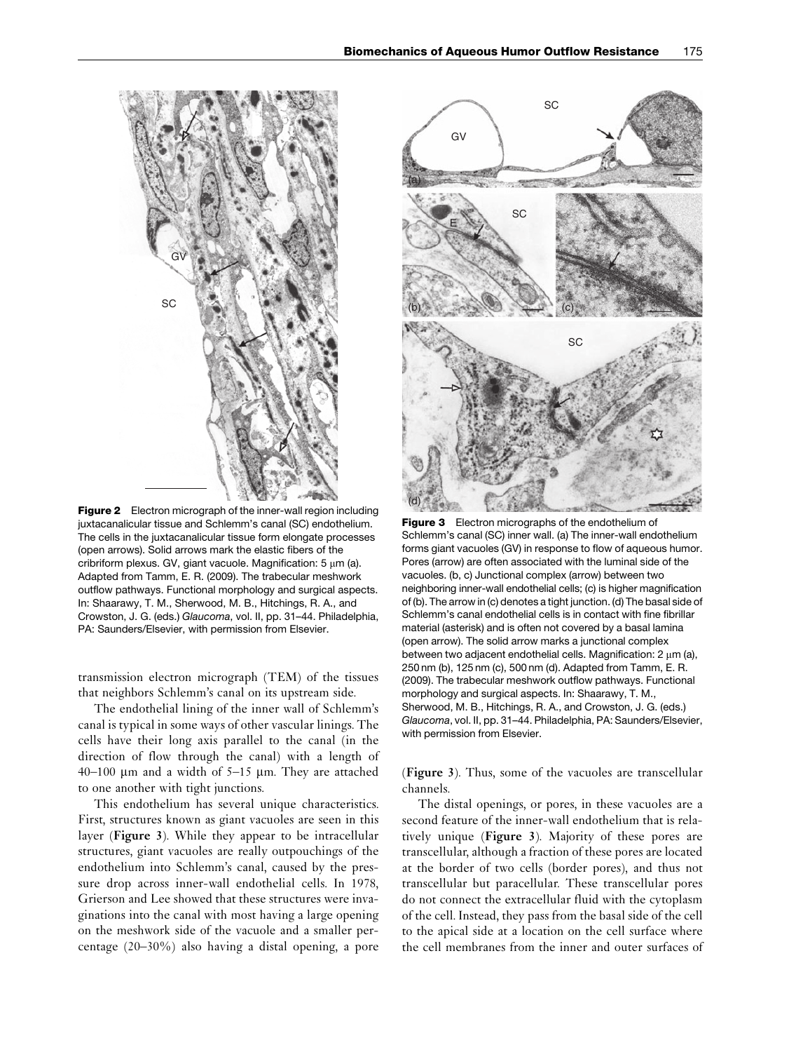**Figure 2** Electron micrograph of the inner-wall region including juxtacanalicular tissue and Schlemm's canal (SC) endothelium. The cells in the juxtacanalicular tissue form elongate processes (open arrows). Solid arrows mark the elastic fibers of the cribriform plexus. GV, giant vacuole. Magnification: 5 μm (a). Adapted from Tamm, E. R. (2009). The trabecular meshwork outflow pathways. Functional morphology and surgical aspects. In: Shaarawy, T. M., Sherwood, M. B., Hitchings, R. A., and Crowston, J. G. (eds.) *Glaucoma*, vol. II, pp. 31–44. Philadelphia, PA: Saunders/Elsevier, with permission from Elsevier.

**Figure 3** Electron micrographs of the endothelium of Schlemm's canal (SC) inner wall. (a) The inner-wall endothelium forms giant vacuoles (GV) in response to flow of aqueous humor. Pores (arrow) are often associated with the luminal side of the vacuoles. (b, c) Junctional complex (arrow) between two neighboring inner-wall endothelial cells; (c) is higher magnification of (b). The arrow in (c) denotes a tight junction. (d) The basal side of Schlemm's canal endothelial cells is in contact with fine fibrillar material (asterisk) and is often not covered by a basal lamina (open arrow). The solid arrow marks a junctional complex between two adjacent endothelial cells. Magnification: 2 μm (a), 250 nm (b), 125 nm (c), 500 nm (d). Adapted from Tamm, E. R. (2009). The trabecular meshwork outflow pathways. Functional morphology and surgical aspects. In: Shaarawy, T. M., Sherwood, M. B., Hitchings, R. A., and Crowston, J. G. (eds.) *Glaucoma*, vol. II, pp. 31–44. Philadelphia, PA: Saunders/Elsevier, with permission from Elsevier.

transmission electron micrograph (TEM) of the tissues that neighbors Schlemm's canal on its upstream side.

The endothelial lining of the inner wall of Schlemm's canal is typical in some ways of other vascular linings. The cells have their long axis parallel to the canal (in the direction of flow through the canal) with a length of 40–100 μm and a width of 5–15 μm. They are attached to one another with tight junctions.

This endothelium has several unique characteristics. First, structures known as giant vacuoles are seen in this layer (**Figure 3**). While they appear to be intracellular structures, giant vacuoles are really outpouchings of the endothelium into Schlemm's canal, caused by the pressure drop across inner-wall endothelial cells. In 1978, Grierson and Lee showed that these structures were invaginations into the canal with most having a large opening on the meshwork side of the vacuole and a smaller percentage (20–30%) also having a distal opening, a pore (**Figure 3**). Thus, some of the vacuoles are transcellular channels.

The distal openings, or pores, in these vacuoles are a second feature of the inner-wall endothelium that is relatively unique (**Figure 3**). Majority of these pores are transcellular, although a fraction of these pores are located at the border of two cells (border pores), and thus not transcellular but paracellular. These transcellular pores do not connect the extracellular fluid with the cytoplasm of the cell. Instead, they pass from the basal side of the cell to the apical side at a location on the cell surface where the cell membranes from the inner and outer surfaces of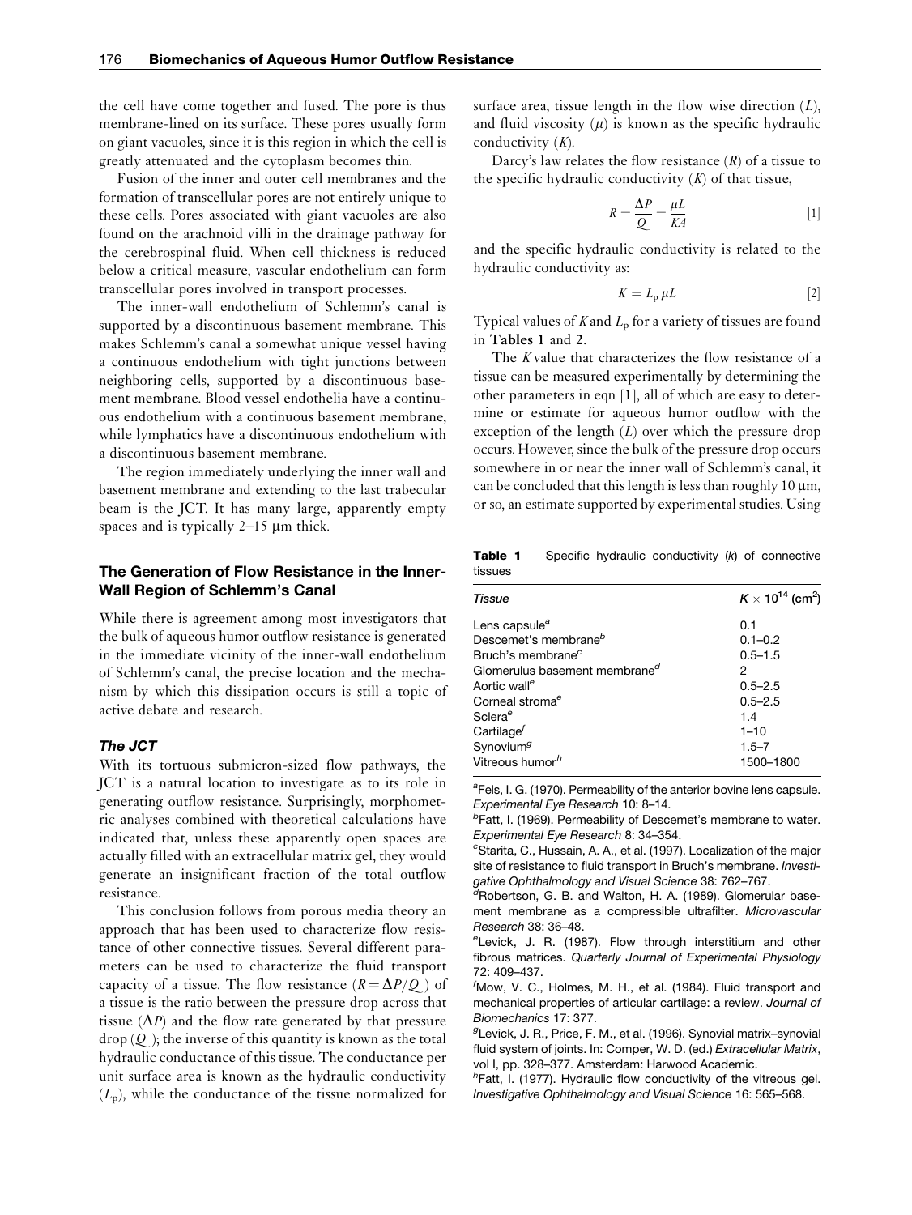the cell have come together and fused. The pore is thus membrane-lined on its surface. These pores usually form on giant vacuoles, since it is this region in which the cell is greatly attenuated and the cytoplasm becomes thin.

Fusion of the inner and outer cell membranes and the formation of transcellular pores are not entirely unique to these cells. Pores associated with giant vacuoles are also found on the arachnoid villi in the drainage pathway for the cerebrospinal fluid. When cell thickness is reduced below a critical measure, vascular endothelium can form transcellular pores involved in transport processes.

The inner-wall endothelium of Schlemm's canal is supported by a discontinuous basement membrane. This makes Schlemm's canal a somewhat unique vessel having a continuous endothelium with tight junctions between neighboring cells, supported by a discontinuous basement membrane. Blood vessel endothelia have a continuous endothelium with a continuous basement membrane, while lymphatics have a discontinuous endothelium with a discontinuous basement membrane.

The region immediately underlying the inner wall and basement membrane and extending to the last trabecular beam is the JCT. It has many large, apparently empty spaces and is typically 2–15 μm thick.

## The Generation of Flow Resistance in the Inner-Wall Region of Schlemm's Canal

While there is agreement among most investigators that the bulk of aqueous humor outflow resistance is generated in the immediate vicinity of the inner-wall endothelium of Schlemm's canal, the precise location and the mechanism by which this dissipation occurs is still a topic of active debate and research.

### The JCT

With its tortuous submicron-sized flow pathways, the JCT is a natural location to investigate as to its role in generating outflow resistance. Surprisingly, morphometric analyses combined with theoretical calculations have indicated that, unless these apparently open spaces are actually filled with an extracellular matrix gel, they would generate an insignificant fraction of the total outflow resistance.

This conclusion follows from porous media theory an approach that has been used to characterize flow resistance of other connective tissues. Several different parameters can be used to characterize the fluid transport capacity of a tissue. The flow resistance ($R = \Delta P/Q$) of a tissue is the ratio between the pressure drop across that tissue ($\Delta P$) and the flow rate generated by that pressure drop ($Q$); the inverse of this quantity is known as the total hydraulic conductance of this tissue. The conductance per unit surface area is known as the hydraulic conductivity ($L_p$), while the conductance of the tissue normalized for surface area, tissue length in the flow wise direction ($L$), and fluid viscosity ($\mu$) is known as the specific hydraulic conductivity ($K$).

Darcy's law relates the flow resistance ($R$) of a tissue to the specific hydraulic conductivity ($K$) of that tissue,

$$R = \frac{\Delta P}{Q} = \frac{\mu L}{KA} \quad [1]$$

and the specific hydraulic conductivity is related to the hydraulic conductivity as:

$$K = L_p \mu L \quad [2]$$

Typical values of $K$ and $L_p$ for a variety of tissues are found in **Tables 1** and **2**.

The $K$ value that characterizes the flow resistance of a tissue can be measured experimentally by determining the other parameters in eqn [1], all of which are easy to determine or estimate for aqueous humor outflow with the exception of the length ($L$) over which the pressure drop occurs. However, since the bulk of the pressure drop occurs somewhere in or near the inner wall of Schlemm's canal, it can be concluded that this length is less than roughly 10 μm, or so, an estimate supported by experimental studies. Using

**Table 1** Specific hydraulic conductivity ($k$) of connective tissues

| *Tissue* | $K \times 10^{14}$ (cm$^2$) |
|---|---|
| Lens capsule[a] | 0.1 |
| Descemet's membrane[b] | 0.1–0.2 |
| Bruch's membrane[c] | 0.5–1.5 |
| Glomerulus basement membrane[d] | 2 |
| Aortic wall[e] | 0.5–2.5 |
| Corneal stroma[e] | 0.5–2.5 |
| Sclera[e] | 1.4 |
| Cartilage[f] | 1–10 |
| Synovium[g] | 1.5–7 |
| Vitreous humor[h] | 1500–1800 |

[a]Fels, I. G. (1970). Permeability of the anterior bovine lens capsule. *Experimental Eye Research* 10: 8–14.

[b]Fatt, I. (1969). Permeability of Descemet's membrane to water. *Experimental Eye Research* 8: 34–354.

[c]Starita, C., Hussain, A. A., et al. (1997). Localization of the major site of resistance to fluid transport in Bruch's membrane. *Investigative Ophthalmology and Visual Science* 38: 762–767.

[d]Robertson, G. B. and Walton, H. A. (1989). Glomerular basement membrane as a compressible ultrafilter. *Microvascular Research* 38: 36–48.

[e]Levick, J. R. (1987). Flow through interstitium and other fibrous matrices. *Quarterly Journal of Experimental Physiology* 72: 409–437.

[f]Mow, V. C., Holmes, M. H., et al. (1984). Fluid transport and mechanical properties of articular cartilage: a review. *Journal of Biomechanics* 17: 377.

[g]Levick, J. R., Price, F. M., et al. (1996). Synovial matrix–synovial fluid system of joints. In: Comper, W. D. (ed.) *Extracellular Matrix*, vol I, pp. 328–377. Amsterdam: Harwood Academic.

[h]Fatt, I. (1977). Hydraulic flow conductivity of the vitreous gel. *Investigative Ophthalmology and Visual Science* 16: 565–568.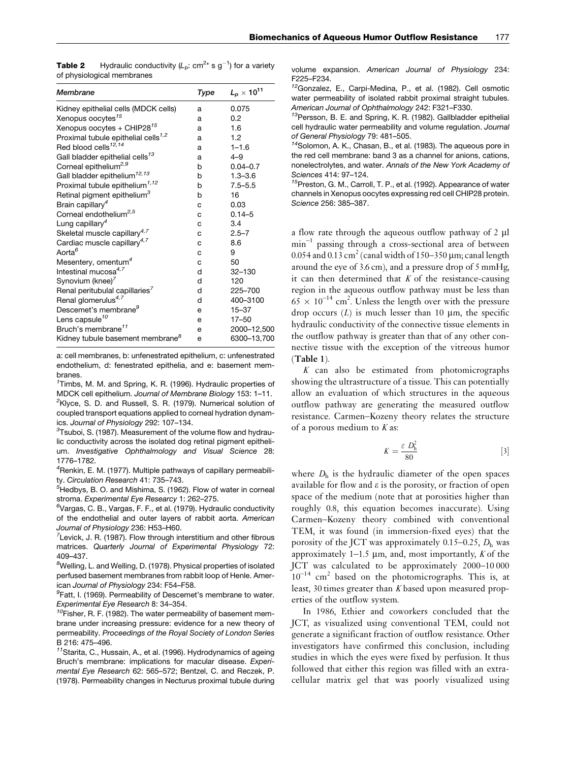**Table 2** Hydraulic conductivity ($L_p$: $cm^{2*}$ $s$ $g^{-1}$) for a variety of physiological membranes

| *Membrane* | *Type* | $L_p \times 10^{11}$ |
|---|---|---|
| Kidney epithelial cells (MDCK cells) | a | 0.075 |
| Xenopus oocytes[15] | a | 0.2 |
| Xenopus oocytes + CHIP28[15] | a | 1.6 |
| Proximal tubule epithelial cells[1,2] | a | 1.2 |
| Red blood cells[12,14] | a | 1–1.6 |
| Gall bladder epithelial cells[13] | a | 4–9 |
| Corneal epithelium[2,9] | b | 0.04–0.7 |
| Gall bladder epithelium[12,13] | b | 1.3–3.6 |
| Proximal tubule epithelium[1,12] | b | 7.5–5.5 |
| Retinal pigment epithelium[3] | b | 16 |
| Brain capillary[4] | c | 0.03 |
| Corneal endothelium[2,5] | c | 0.14–5 |
| Lung capillary[4] | c | 3.4 |
| Skeletal muscle capillary[4,7] | c | 2.5–7 |
| Cardiac muscle capillary[4,7] | c | 8.6 |
| Aorta[6] | c | 9 |
| Mesentery, omentum[4] | c | 50 |
| Intestinal mucosa[4,7] | d | 32–130 |
| Synovium (knee)[7] | d | 120 |
| Renal peritubular capillaries[7] | d | 225–700 |
| Renal glomerulus[4,7] | d | 400–3100 |
| Descemet's membrane[9] | e | 15–37 |
| Lens capsule[10] | e | 17–50 |
| Bruch's membrane[11] | e | 2000–12,500 |
| Kidney tubule basement membrane[8] | e | 6300–13,700 |

a: cell membranes, b: unfenestrated epithelium, c: unfenestrated endothelium, d: fenestrated epithelia, and e: basement membranes.

[1]Timbs, M. M. and Spring, K. R. (1996). Hydraulic properties of MDCK cell epithelium. *Journal of Membrane Biology* 153: 1–11.

[2]Klyce, S. D. and Russell, S. R. (1979). Numerical solution of coupled transport equations applied to corneal hydration dynamics. *Journal of Physiology* 292: 107–134.

[3]Tsuboi, S. (1987). Measurement of the volume flow and hydraulic conductivity across the isolated dog retinal pigment epithelium. *Investigative Ophthalmology and Visual Science* 28: 1776–1782.

[4]Renkin, E. M. (1977). Multiple pathways of capillary permeability. *Circulation Research* 41: 735–743.

[5]Hedbys, B. O. and Mishima, S. (1962). Flow of water in corneal stroma. *Experimental Eye Researcy* 1: 262–275.

[6]Vargas, C. B., Vargas, F. F., et al. (1979). Hydraulic conductivity of the endothelial and outer layers of rabbit aorta. *American Journal of Physiology* 236: H53–H60.

[7]Levick, J. R. (1987). Flow through interstitium and other fibrous matrices. *Quarterly Journal of Experimental Physiology* 72: 409–437.

[8]Welling, L. and Welling, D. (1978). Physical properties of isolated perfused basement membranes from rabbit loop of Henle. *American Journal of Physiology* 234: F54–F58.

[9]Fatt, I. (1969). Permeability of Descemet's membrane to water. *Experimental Eye Research* 8: 34–354.

[10]Fisher, R. F. (1982). The water permeability of basement membrane under increasing pressure: evidence for a new theory of permeability. *Proceedings of the Royal Society of London Series B* 216: 475–496.

[11]Starita, C., Hussain, A., et al. (1996). Hydrodynamics of ageing Bruch's membrane: implications for macular disease. *Experimental Eye Research* 62: 565–572; Bentzel, C. and Reczek, P. (1978). Permeability changes in Necturus proximal tubule during volume expansion. *American Journal of Physiology* 234: F225–F234.

[12]Gonzalez, E., Carpi-Medina, P., et al. (1982). Cell osmotic water permeability of isolated rabbit proximal straight tubules. *American Journal of Ophthalmology* 242: F321–F330.

[13]Persson, B. E. and Spring, K. R. (1982). Gallbladder epithelial cell hydraulic water permeability and volume regulation. *Journal of General Physiology* 79: 481–505.

[14]Solomon, A. K., Chasan, B., et al. (1983). The aqueous pore in the red cell membrane: band 3 as a channel for anions, cations, nonelectrolytes, and water. *Annals of the New York Academy of Sciences* 414: 97–124.

[15]Preston, G. M., Carroll, T. P., et al. (1992). Appearance of water channels in Xenopus oocytes expressing red cell CHIP28 protein. *Science* 256: 385–387.

a flow rate through the aqueous outflow pathway of 2 μl $min^{-1}$ passing through a cross-sectional area of between 0.054 and 0.13 $cm^2$ (canal width of 150–350 μm; canal length around the eye of 3.6 cm), and a pressure drop of 5 mmHg, it can then determined that $K$ of the resistance-causing region in the aqueous outflow pathway must be less than $65 \times 10^{-14}$ $cm^2$. Unless the length over with the pressure drop occurs ($L$) is much lesser than 10 μm, the specific hydraulic conductivity of the connective tissue elements in the outflow pathway is greater than that of any other connective tissue with the exception of the vitreous humor (**Table 1**).

$K$ can also be estimated from photomicrographs showing the ultrastructure of a tissue. This can potentially allow an evaluation of which structures in the aqueous outflow pathway are generating the measured outflow resistance. Carmen–Kozeny theory relates the structure of a porous medium to $K$ as:

$$K = \frac{\varepsilon \ D_h^2}{80} \qquad [3]$$

where $D_h$ is the hydraulic diameter of the open spaces available for flow and $\varepsilon$ is the porosity, or fraction of open space of the medium (note that at porosities higher than roughly 0.8, this equation becomes inaccurate). Using Carmen–Kozeny theory combined with conventional TEM, it was found (in immersion-fixed eyes) that the porosity of the JCT was approximately 0.15–0.25, $D_h$ was approximately 1–1.5 μm, and, most importantly, $K$ of the JCT was calculated to be approximately 2000–10 000 $10^{-14}$ $cm^2$ based on the photomicrographs. This is, at least, 30 times greater than $K$ based upon measured properties of the outflow system.

In 1986, Ethier and coworkers concluded that the JCT, as visualized using conventional TEM, could not generate a significant fraction of outflow resistance. Other investigators have confirmed this conclusion, including studies in which the eyes were fixed by perfusion. It thus followed that either this region was filled with an extracellular matrix gel that was poorly visualized using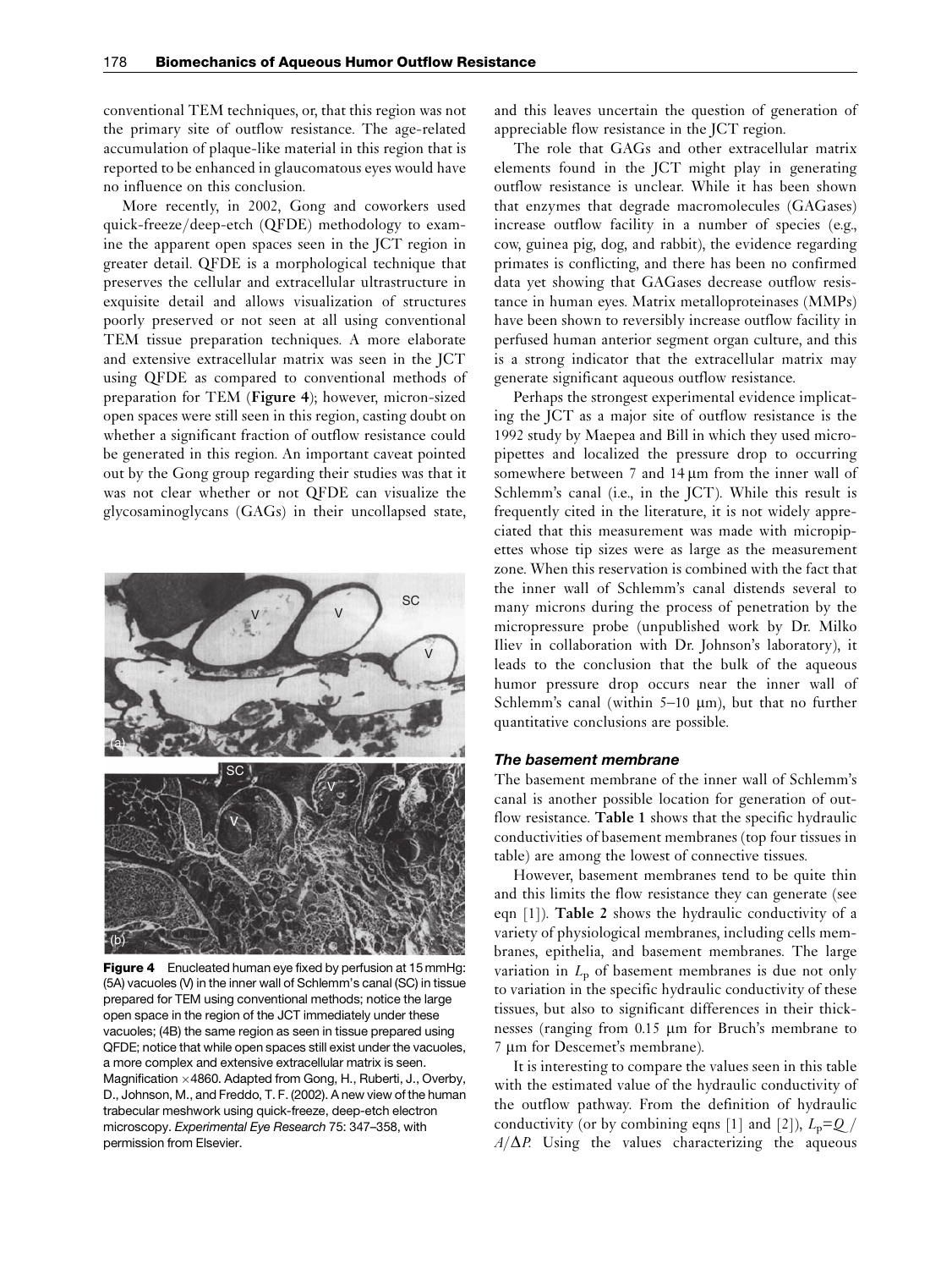conventional TEM techniques, or, that this region was not the primary site of outflow resistance. The age-related accumulation of plaque-like material in this region that is reported to be enhanced in glaucomatous eyes would have no influence on this conclusion.

More recently, in 2002, Gong and coworkers used quick-freeze/deep-etch (QFDE) methodology to examine the apparent open spaces seen in the JCT region in greater detail. QFDE is a morphological technique that preserves the cellular and extracellular ultrastructure in exquisite detail and allows visualization of structures poorly preserved or not seen at all using conventional TEM tissue preparation techniques. A more elaborate and extensive extracellular matrix was seen in the JCT using QFDE as compared to conventional methods of preparation for TEM (**Figure 4**); however, micron-sized open spaces were still seen in this region, casting doubt on whether a significant fraction of outflow resistance could be generated in this region. An important caveat pointed out by the Gong group regarding their studies was that it was not clear whether or not QFDE can visualize the glycosaminoglycans (GAGs) in their uncollapsed state, and this leaves uncertain the question of generation of appreciable flow resistance in the JCT region.

**Figure 4** Enucleated human eye fixed by perfusion at 15 mmHg: (5A) vacuoles (V) in the inner wall of Schlemm's canal (SC) in tissue prepared for TEM using conventional methods; notice the large open space in the region of the JCT immediately under these vacuoles; (4B) the same region as seen in tissue prepared using QFDE; notice that while open spaces still exist under the vacuoles, a more complex and extensive extracellular matrix is seen. Magnification ×4860. Adapted from Gong, H., Ruberti, J., Overby, D., Johnson, M., and Freddo, T. F. (2002). A new view of the human trabecular meshwork using quick-freeze, deep-etch electron microscopy. *Experimental Eye Research* 75: 347–358, with permission from Elsevier.

The role that GAGs and other extracellular matrix elements found in the JCT might play in generating outflow resistance is unclear. While it has been shown that enzymes that degrade macromolecules (GAGases) increase outflow facility in a number of species (e.g., cow, guinea pig, dog, and rabbit), the evidence regarding primates is conflicting, and there has been no confirmed data yet showing that GAGases decrease outflow resistance in human eyes. Matrix metalloproteinases (MMPs) have been shown to reversibly increase outflow facility in perfused human anterior segment organ culture, and this is a strong indicator that the extracellular matrix may generate significant aqueous outflow resistance.

Perhaps the strongest experimental evidence implicating the JCT as a major site of outflow resistance is the 1992 study by Maepea and Bill in which they used micropipettes and localized the pressure drop to occurring somewhere between 7 and 14 μm from the inner wall of Schlemm's canal (i.e., in the JCT). While this result is frequently cited in the literature, it is not widely appreciated that this measurement was made with micropipettes whose tip sizes were as large as the measurement zone. When this reservation is combined with the fact that the inner wall of Schlemm's canal distends several to many microns during the process of penetration by the micropressure probe (unpublished work by Dr. Milko Iliev in collaboration with Dr. Johnson's laboratory), it leads to the conclusion that the bulk of the aqueous humor pressure drop occurs near the inner wall of Schlemm's canal (within 5–10 μm), but that no further quantitative conclusions are possible.

### *The basement membrane*

The basement membrane of the inner wall of Schlemm's canal is another possible location for generation of outflow resistance. **Table 1** shows that the specific hydraulic conductivities of basement membranes (top four tissues in table) are among the lowest of connective tissues.

However, basement membranes tend to be quite thin and this limits the flow resistance they can generate (see eqn [1]). **Table 2** shows the hydraulic conductivity of a variety of physiological membranes, including cells membranes, epithelia, and basement membranes. The large variation in $L_p$ of basement membranes is due not only to variation in the specific hydraulic conductivity of these tissues, but also to significant differences in their thicknesses (ranging from 0.15 μm for Bruch's membrane to 7 μm for Descemet's membrane).

It is interesting to compare the values seen in this table with the estimated value of the hydraulic conductivity of the outflow pathway. From the definition of hydraulic conductivity (or by combining eqns [1] and [2]), $L_p = Q/A/\Delta P$. Using the values characterizing the aqueous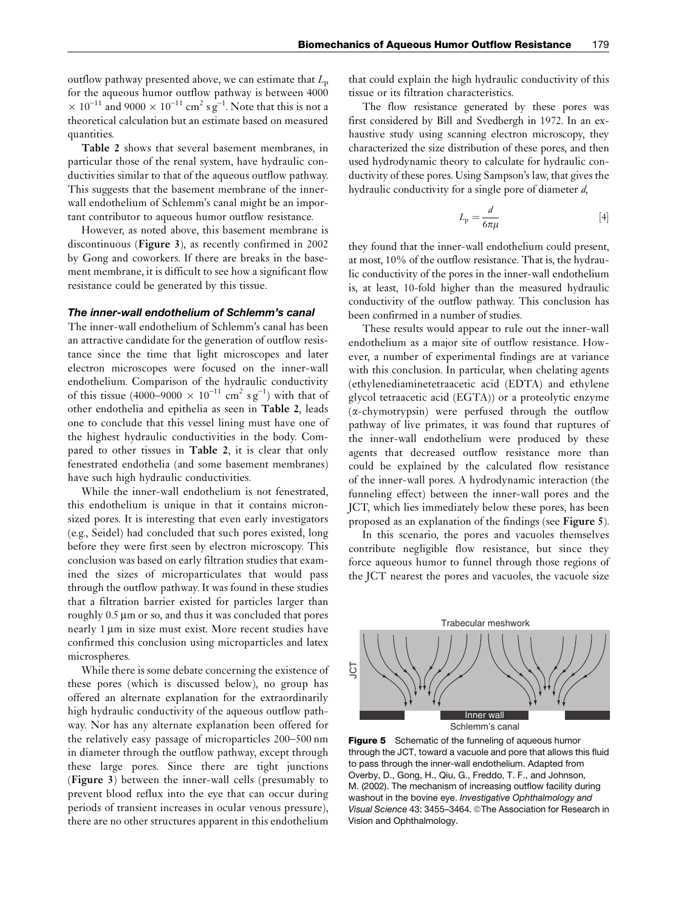outflow pathway presented above, we can estimate that $L_p$ for the aqueous humor outflow pathway is between 4000 $\times 10^{-11}$ and 9000 $\times 10^{-11}$ cm$^2$ s g$^{-1}$. Note that this is not a theoretical calculation but an estimate based on measured quantities.

**Table 2** shows that several basement membranes, in particular those of the renal system, have hydraulic conductivities similar to that of the aqueous outflow pathway. This suggests that the basement membrane of the inner-wall endothelium of Schlemm's canal might be an important contributor to aqueous humor outflow resistance.

However, as noted above, this basement membrane is discontinuous (**Figure 3**), as recently confirmed in 2002 by Gong and coworkers. If there are breaks in the basement membrane, it is difficult to see how a significant flow resistance could be generated by this tissue.

### *The inner-wall endothelium of Schlemm's canal*

The inner-wall endothelium of Schlemm's canal has been an attractive candidate for the generation of outflow resistance since the time that light microscopes and later electron microscopes were focused on the inner-wall endothelium. Comparison of the hydraulic conductivity of this tissue (4000–9000 $\times 10^{-11}$ cm$^2$ s g$^{-1}$) with that of other endothelia and epithelia as seen in **Table 2**, leads one to conclude that this vessel lining must have one of the highest hydraulic conductivities in the body. Compared to other tissues in **Table 2**, it is clear that only fenestrated endothelia (and some basement membranes) have such high hydraulic conductivities.

While the inner-wall endothelium is not fenestrated, this endothelium is unique in that it contains micron-sized pores. It is interesting that even early investigators (e.g., Seidel) had concluded that such pores existed, long before they were first seen by electron microscopy. This conclusion was based on early filtration studies that examined the sizes of microparticulates that would pass through the outflow pathway. It was found in these studies that a filtration barrier existed for particles larger than roughly 0.5 μm or so, and thus it was concluded that pores nearly 1 μm in size must exist. More recent studies have confirmed this conclusion using microparticles and latex microspheres.

While there is some debate concerning the existence of these pores (which is discussed below), no group has offered an alternate explanation for the extraordinarily high hydraulic conductivity of the aqueous outflow pathway. Nor has any alternate explanation been offered for the relatively easy passage of microparticles 200–500 nm in diameter through the outflow pathway, except through these large pores. Since there are tight junctions (**Figure 3**) between the inner-wall cells (presumably to prevent blood reflux into the eye that can occur during periods of transient increases in ocular venous pressure), there are no other structures apparent in this endothelium that could explain the high hydraulic conductivity of this tissue or its filtration characteristics.

The flow resistance generated by these pores was first considered by Bill and Svedbergh in 1972. In an exhaustive study using scanning electron microscopy, they characterized the size distribution of these pores, and then used hydrodynamic theory to calculate for hydraulic conductivity of these pores. Using Sampson's law, that gives the hydraulic conductivity for a single pore of diameter *d*,

$$L_p = \frac{d}{6\pi\mu} \qquad [4]$$

they found that the inner-wall endothelium could present, at most, 10% of the outflow resistance. That is, the hydraulic conductivity of the pores in the inner-wall endothelium is, at least, 10-fold higher than the measured hydraulic conductivity of the outflow pathway. This conclusion has been confirmed in a number of studies.

These results would appear to rule out the inner-wall endothelium as a major site of outflow resistance. However, a number of experimental findings are at variance with this conclusion. In particular, when chelating agents (ethylenediaminetetraacetic acid (EDTA) and ethylene glycol tetraacetic acid (EGTA)) or a proteolytic enzyme (α-chymotrypsin) were perfused through the outflow pathway of live primates, it was found that ruptures of the inner-wall endothelium were produced by these agents that decreased outflow resistance more than could be explained by the calculated flow resistance of the inner-wall pores. A hydrodynamic interaction (the funneling effect) between the inner-wall pores and the JCT, which lies immediately below these pores, has been proposed as an explanation of the findings (see **Figure 5**).

In this scenario, the pores and vacuoles themselves contribute negligible flow resistance, but since they force aqueous humor to funnel through those regions of the JCT nearest the pores and vacuoles, the vacuole size

**Figure 5** Schematic of the funneling of aqueous humor through the JCT, toward a vacuole and pore that allows this fluid to pass through the inner-wall endothelium. Adapted from Overby, D., Gong, H., Qiu, G., Freddo, T. F., and Johnson, M. (2002). The mechanism of increasing outflow facility during washout in the bovine eye. *Investigative Ophthalmology and Visual Science* 43: 3455–3464. ©The Association for Research in Vision and Ophthalmology.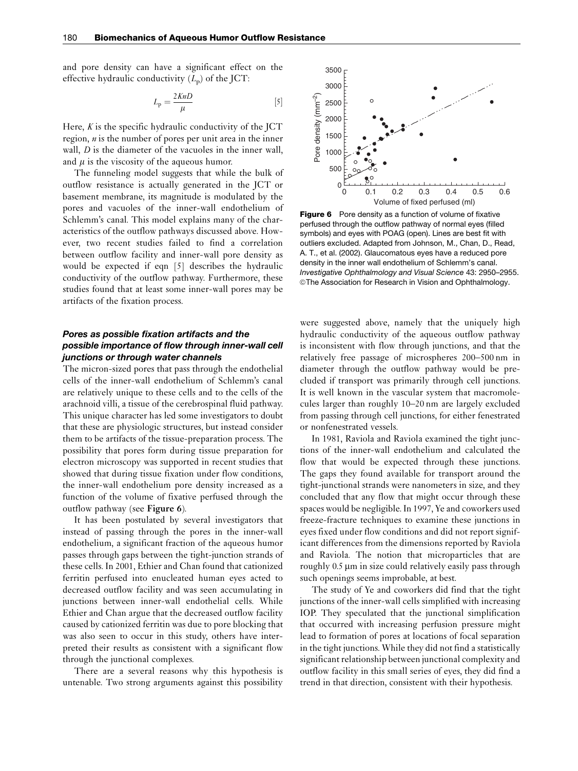and pore density can have a significant effect on the effective hydraulic conductivity ($L_p$) of the JCT:

$$L_p = \frac{2KnD}{\mu} \quad [5]$$

Here, $K$ is the specific hydraulic conductivity of the JCT region, $n$ is the number of pores per unit area in the inner wall, $D$ is the diameter of the vacuoles in the inner wall, and $\mu$ is the viscosity of the aqueous humor.

The funneling model suggests that while the bulk of outflow resistance is actually generated in the JCT or basement membrane, its magnitude is modulated by the pores and vacuoles of the inner-wall endothelium of Schlemm's canal. This model explains many of the characteristics of the outflow pathways discussed above. However, two recent studies failed to find a correlation between outflow facility and inner-wall pore density as would be expected if eqn [5] describes the hydraulic conductivity of the outflow pathway. Furthermore, these studies found that at least some inner-wall pores may be artifacts of the fixation process.

### *Pores as possible fixation artifacts and the possible importance of flow through inner-wall cell junctions or through water channels*

The micron-sized pores that pass through the endothelial cells of the inner-wall endothelium of Schlemm's canal are relatively unique to these cells and to the cells of the arachnoid villi, a tissue of the cerebrospinal fluid pathway. This unique character has led some investigators to doubt that these are physiologic structures, but instead consider them to be artifacts of the tissue-preparation process. The possibility that pores form during tissue preparation for electron microscopy was supported in recent studies that showed that during tissue fixation under flow conditions, the inner-wall endothelium pore density increased as a function of the volume of fixative perfused through the outflow pathway (see **Figure 6**).

**Figure 6** Pore density as a function of volume of fixative perfused through the outflow pathway of normal eyes (filled symbols) and eyes with POAG (open). Lines are best fit with outliers excluded. Adapted from Johnson, M., Chan, D., Read, A. T., et al. (2002). Glaucomatous eyes have a reduced pore density in the inner wall endothelium of Schlemm's canal. *Investigative Ophthalmology and Visual Science* 43: 2950–2955. ©The Association for Research in Vision and Ophthalmology.

It has been postulated by several investigators that instead of passing through the pores in the inner-wall endothelium, a significant fraction of the aqueous humor passes through gaps between the tight-junction strands of these cells. In 2001, Ethier and Chan found that cationized ferritin perfused into enucleated human eyes acted to decreased outflow facility and was seen accumulating in junctions between inner-wall endothelial cells. While Ethier and Chan argue that the decreased outflow facility caused by cationized ferritin was due to pore blocking that was also seen to occur in this study, others have interpreted their results as consistent with a significant flow through the junctional complexes.

There are a several reasons why this hypothesis is untenable. Two strong arguments against this possibility were suggested above, namely that the uniquely high hydraulic conductivity of the aqueous outflow pathway is inconsistent with flow through junctions, and that the relatively free passage of microspheres 200–500 nm in diameter through the outflow pathway would be precluded if transport was primarily through cell junctions. It is well known in the vascular system that macromolecules larger than roughly 10–20 nm are largely excluded from passing through cell junctions, for either fenestrated or nonfenestrated vessels.

In 1981, Raviola and Raviola examined the tight junctions of the inner-wall endothelium and calculated the flow that would be expected through these junctions. The gaps they found available for transport around the tight-junctional strands were nanometers in size, and they concluded that any flow that might occur through these spaces would be negligible. In 1997, Ye and coworkers used freeze-fracture techniques to examine these junctions in eyes fixed under flow conditions and did not report significant differences from the dimensions reported by Raviola and Raviola. The notion that microparticles that are roughly 0.5 μm in size could relatively easily pass through such openings seems improbable, at best.

The study of Ye and coworkers did find that the tight junctions of the inner-wall cells simplified with increasing IOP. They speculated that the junctional simplification that occurred with increasing perfusion pressure might lead to formation of pores at locations of focal separation in the tight junctions. While they did not find a statistically significant relationship between junctional complexity and outflow facility in this small series of eyes, they did find a trend in that direction, consistent with their hypothesis.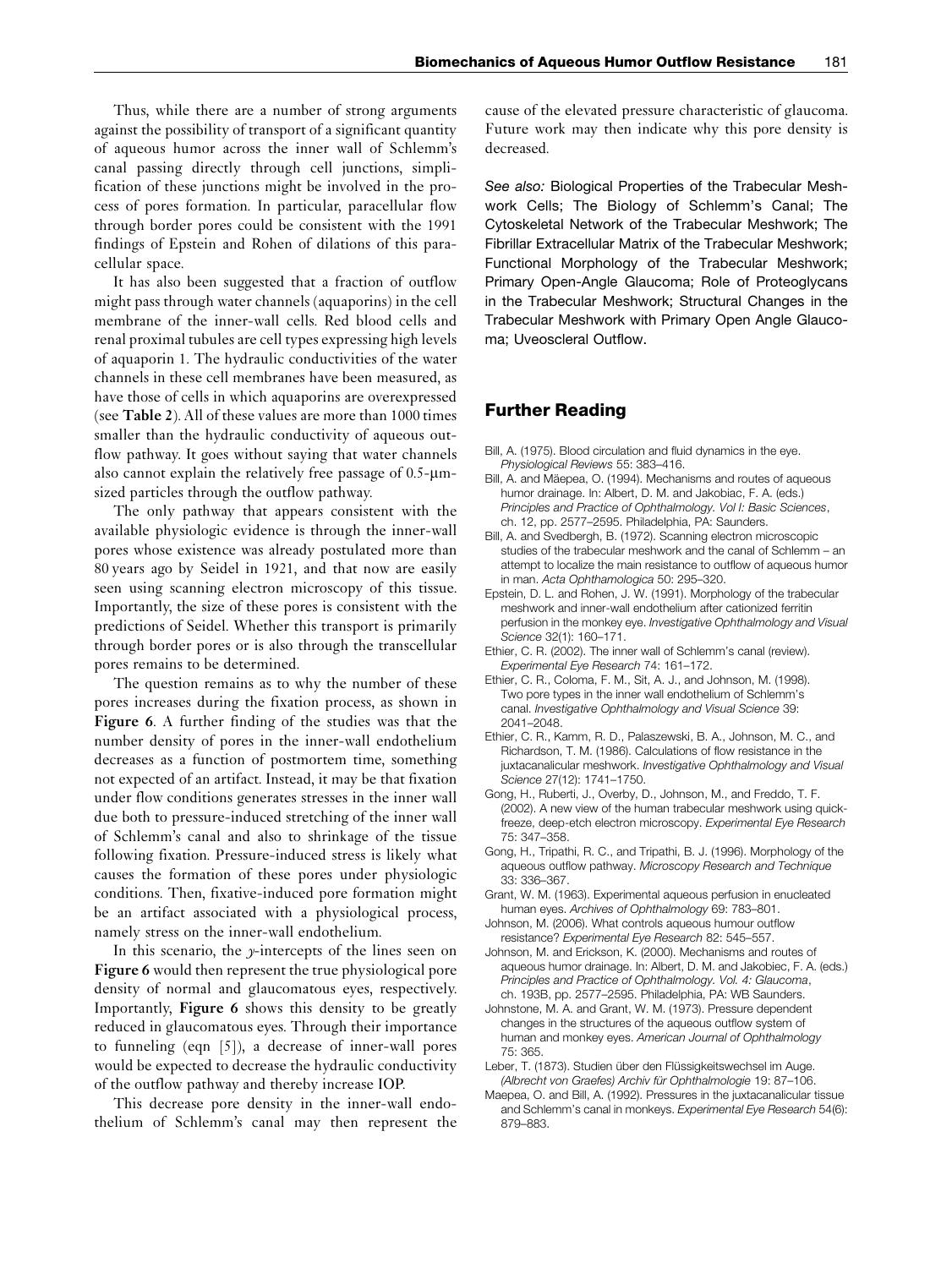Thus, while there are a number of strong arguments against the possibility of transport of a significant quantity of aqueous humor across the inner wall of Schlemm's canal passing directly through cell junctions, simplification of these junctions might be involved in the process of pores formation. In particular, paracellular flow through border pores could be consistent with the 1991 findings of Epstein and Rohen of dilations of this paracellular space.

It has also been suggested that a fraction of outflow might pass through water channels (aquaporins) in the cell membrane of the inner-wall cells. Red blood cells and renal proximal tubules are cell types expressing high levels of aquaporin 1. The hydraulic conductivities of the water channels in these cell membranes have been measured, as have those of cells in which aquaporins are overexpressed (see **Table 2**). All of these values are more than 1000 times smaller than the hydraulic conductivity of aqueous outflow pathway. It goes without saying that water channels also cannot explain the relatively free passage of 0.5-μm-sized particles through the outflow pathway.

The only pathway that appears consistent with the available physiologic evidence is through the inner-wall pores whose existence was already postulated more than 80 years ago by Seidel in 1921, and that now are easily seen using scanning electron microscopy of this tissue. Importantly, the size of these pores is consistent with the predictions of Seidel. Whether this transport is primarily through border pores or is also through the transcellular pores remains to be determined.

The question remains as to why the number of these pores increases during the fixation process, as shown in **Figure 6**. A further finding of the studies was that the number density of pores in the inner-wall endothelium decreases as a function of postmortem time, something not expected of an artifact. Instead, it may be that fixation under flow conditions generates stresses in the inner wall due both to pressure-induced stretching of the inner wall of Schlemm's canal and also to shrinkage of the tissue following fixation. Pressure-induced stress is likely what causes the formation of these pores under physiologic conditions. Then, fixative-induced pore formation might be an artifact associated with a physiological process, namely stress on the inner-wall endothelium.

In this scenario, the $y$-intercepts of the lines seen on **Figure 6** would then represent the true physiological pore density of normal and glaucomatous eyes, respectively. Importantly, **Figure 6** shows this density to be greatly reduced in glaucomatous eyes. Through their importance to funneling (eqn [5]), a decrease of inner-wall pores would be expected to decrease the hydraulic conductivity of the outflow pathway and thereby increase IOP.

This decrease pore density in the inner-wall endothelium of Schlemm's canal may then represent the cause of the elevated pressure characteristic of glaucoma. Future work may then indicate why this pore density is decreased.

*See also:* Biological Properties of the Trabecular Meshwork Cells; The Biology of Schlemm's Canal; The Cytoskeletal Network of the Trabecular Meshwork; The Fibrillar Extracellular Matrix of the Trabecular Meshwork; Functional Morphology of the Trabecular Meshwork; Primary Open-Angle Glaucoma; Role of Proteoglycans in the Trabecular Meshwork; Structural Changes in the Trabecular Meshwork with Primary Open Angle Glaucoma; Uveoscleral Outflow.

## Further Reading

Bill, A. (1975). Blood circulation and fluid dynamics in the eye. *Physiological Reviews* 55: 383–416.

Bill, A. and Mäepea, O. (1994). Mechanisms and routes of aqueous humor drainage. In: Albert, D. M. and Jakobiac, F. A. (eds.) *Principles and Practice of Ophthalmology. Vol I: Basic Sciences*, ch. 12, pp. 2577–2595. Philadelphia, PA: Saunders.

Bill, A. and Svedbergh, B. (1972). Scanning electron microscopic studies of the trabecular meshwork and the canal of Schlemm – an attempt to localize the main resistance to outflow of aqueous humor in man. *Acta Ophthamologica* 50: 295–320.

Epstein, D. L. and Rohen, J. W. (1991). Morphology of the trabecular meshwork and inner-wall endothelium after cationized ferritin perfusion in the monkey eye. *Investigative Ophthalmology and Visual Science* 32(1): 160–171.

Ethier, C. R. (2002). The inner wall of Schlemm's canal (review). *Experimental Eye Research* 74: 161–172.

Ethier, C. R., Coloma, F. M., Sit, A. J., and Johnson, M. (1998). Two pore types in the inner wall endothelium of Schlemm's canal. *Investigative Ophthalmology and Visual Science* 39: 2041–2048.

Ethier, C. R., Kamm, R. D., Palaszewski, B. A., Johnson, M. C., and Richardson, T. M. (1986). Calculations of flow resistance in the juxtacanalicular meshwork. *Investigative Ophthalmology and Visual Science* 27(12): 1741–1750.

Gong, H., Ruberti, J., Overby, D., Johnson, M., and Freddo, T. F. (2002). A new view of the human trabecular meshwork using quick-freeze, deep-etch electron microscopy. *Experimental Eye Research* 75: 347–358.

Gong, H., Tripathi, R. C., and Tripathi, B. J. (1996). Morphology of the aqueous outflow pathway. *Microscopy Research and Technique* 33: 336–367.

Grant, W. M. (1963). Experimental aqueous perfusion in enucleated human eyes. *Archives of Ophthalmology* 69: 783–801.

Johnson, M. (2006). What controls aqueous humour outflow resistance? *Experimental Eye Research* 82: 545–557.

Johnson, M. and Erickson, K. (2000). Mechanisms and routes of aqueous humor drainage. In: Albert, D. M. and Jakobiec, F. A. (eds.) *Principles and Practice of Ophthalmology. Vol. 4: Glaucoma*, ch. 193B, pp. 2577–2595. Philadelphia, PA: WB Saunders.

Johnstone, M. A. and Grant, W. M. (1973). Pressure dependent changes in the structures of the aqueous outflow system of human and monkey eyes. *American Journal of Ophthalmology* 75: 365.

Leber, T. (1873). Studien über den Flüssigkeitswechsel im Auge. *(Albrecht von Graefes) Archiv für Ophthalmologie* 19: 87–106.

Maepea, O. and Bill, A. (1992). Pressures in the juxtacanalicular tissue and Schlemm's canal in monkeys. *Experimental Eye Research* 54(6): 879–883.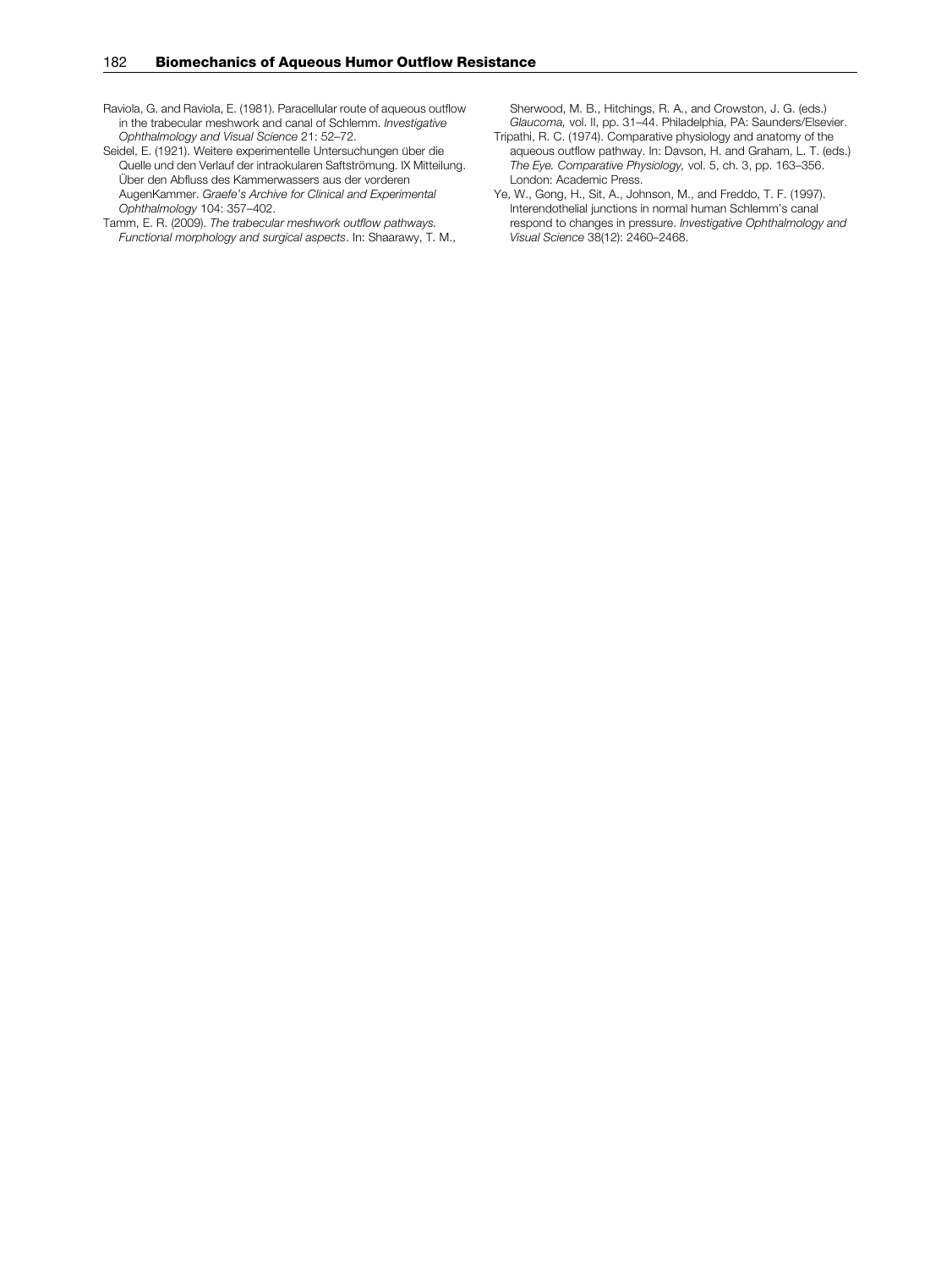Raviola, G. and Raviola, E. (1981). Paracellular route of aqueous outflow in the trabecular meshwork and canal of Schlemm. *Investigative Ophthalmology and Visual Science* 21: 52–72.

Seidel, E. (1921). Weitere experimentelle Untersuchungen über die Quelle und den Verlauf der intraokularen Saftströmung. IX Mitteilung. Über den Abfluss des Kammerwassers aus der vorderen AugenKammer. *Graefe's Archive for Clinical and Experimental Ophthalmology* 104: 357–402.

Tamm, E. R. (2009). *The trabecular meshwork outflow pathways. Functional morphology and surgical aspects*. In: Shaarawy, T. M., Sherwood, M. B., Hitchings, R. A., and Crowston, J. G. (eds.) *Glaucoma,* vol. II, pp. 31–44. Philadelphia, PA: Saunders/Elsevier.

Tripathi, R. C. (1974). Comparative physiology and anatomy of the aqueous outflow pathway. In: Davson, H. and Graham, L. T. (eds.) *The Eye. Comparative Physiology,* vol. 5, ch. 3, pp. 163–356. London: Academic Press.

Ye, W., Gong, H., Sit, A., Johnson, M., and Freddo, T. F. (1997). Interendothelial junctions in normal human Schlemm's canal respond to changes in pressure. *Investigative Ophthalmology and Visual Science* 38(12): 2460–2468.